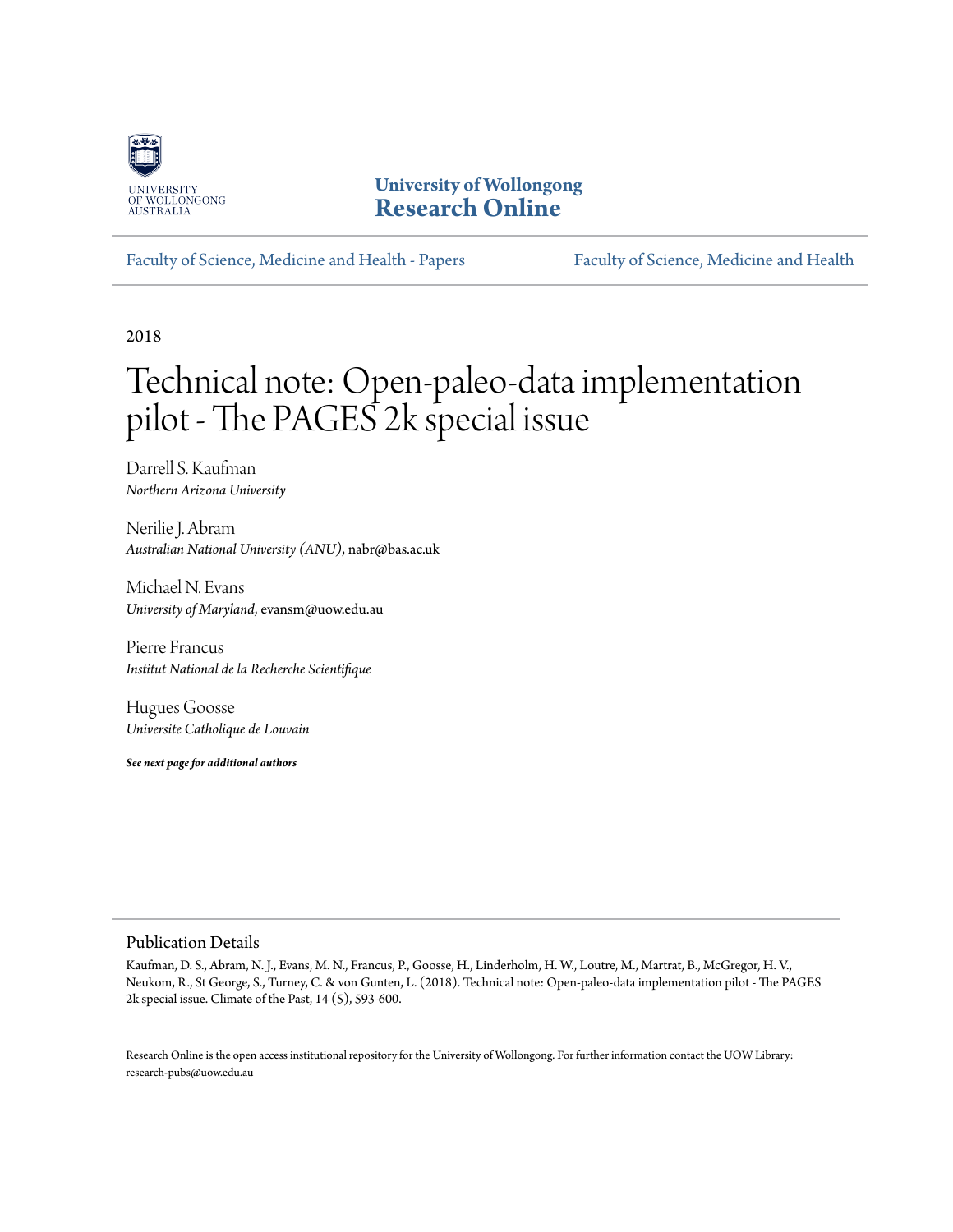University of Wollongong
**Research Online**

Faculty of Science, Medicine and Health - Papers

Faculty of Science, Medicine and Health

2018

# Technical note: Open-paleo-data implementation pilot - The PAGES 2k special issue

Darrell S. Kaufman
*Northern Arizona University*

Nerilie J. Abram
*Australian National University (ANU)*, nabr@bas.ac.uk

Michael N. Evans
*University of Maryland*, evansm@uow.edu.au

Pierre Francus
*Institut National de la Recherche Scientifique*

Hugues Goosse
*Universite Catholique de Louvain*

***See next page for additional authors***

## Publication Details

Kaufman, D. S., Abram, N. J., Evans, M. N., Francus, P., Goosse, H., Linderholm, H. W., Loutre, M., Martrat, B., McGregor, H. V., Neukom, R., St George, S., Turney, C. & von Gunten, L. (2018). Technical note: Open-paleo-data implementation pilot - The PAGES 2k special issue. Climate of the Past, 14 (5), 593-600.

Research Online is the open access institutional repository for the University of Wollongong. For further information contact the UOW Library: research-pubs@uow.edu.au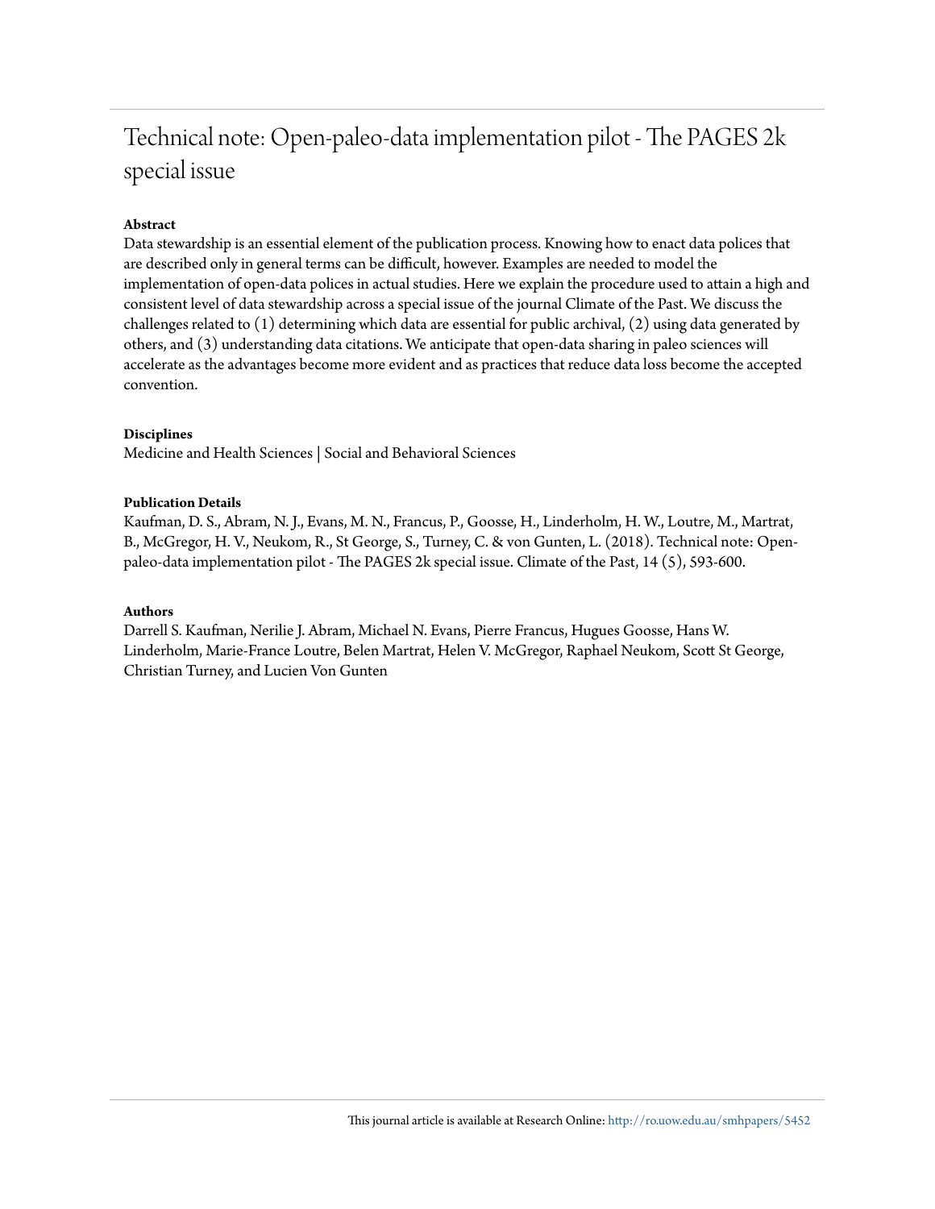# Technical note: Open-paleo-data implementation pilot - The PAGES 2k special issue

**Abstract**

Data stewardship is an essential element of the publication process. Knowing how to enact data polices that are described only in general terms can be difficult, however. Examples are needed to model the implementation of open-data polices in actual studies. Here we explain the procedure used to attain a high and consistent level of data stewardship across a special issue of the journal Climate of the Past. We discuss the challenges related to (1) determining which data are essential for public archival, (2) using data generated by others, and (3) understanding data citations. We anticipate that open-data sharing in paleo sciences will accelerate as the advantages become more evident and as practices that reduce data loss become the accepted convention.

**Disciplines**

Medicine and Health Sciences | Social and Behavioral Sciences

**Publication Details**

Kaufman, D. S., Abram, N. J., Evans, M. N., Francus, P., Goosse, H., Linderholm, H. W., Loutre, M., Martrat, B., McGregor, H. V., Neukom, R., St George, S., Turney, C. & von Gunten, L. (2018). Technical note: Open-paleo-data implementation pilot - The PAGES 2k special issue. Climate of the Past, 14 (5), 593-600.

**Authors**

Darrell S. Kaufman, Nerilie J. Abram, Michael N. Evans, Pierre Francus, Hugues Goosse, Hans W. Linderholm, Marie-France Loutre, Belen Martrat, Helen V. McGregor, Raphael Neukom, Scott St George, Christian Turney, and Lucien Von Gunten

This journal article is available at Research Online: http://ro.uow.edu.au/smhpapers/5452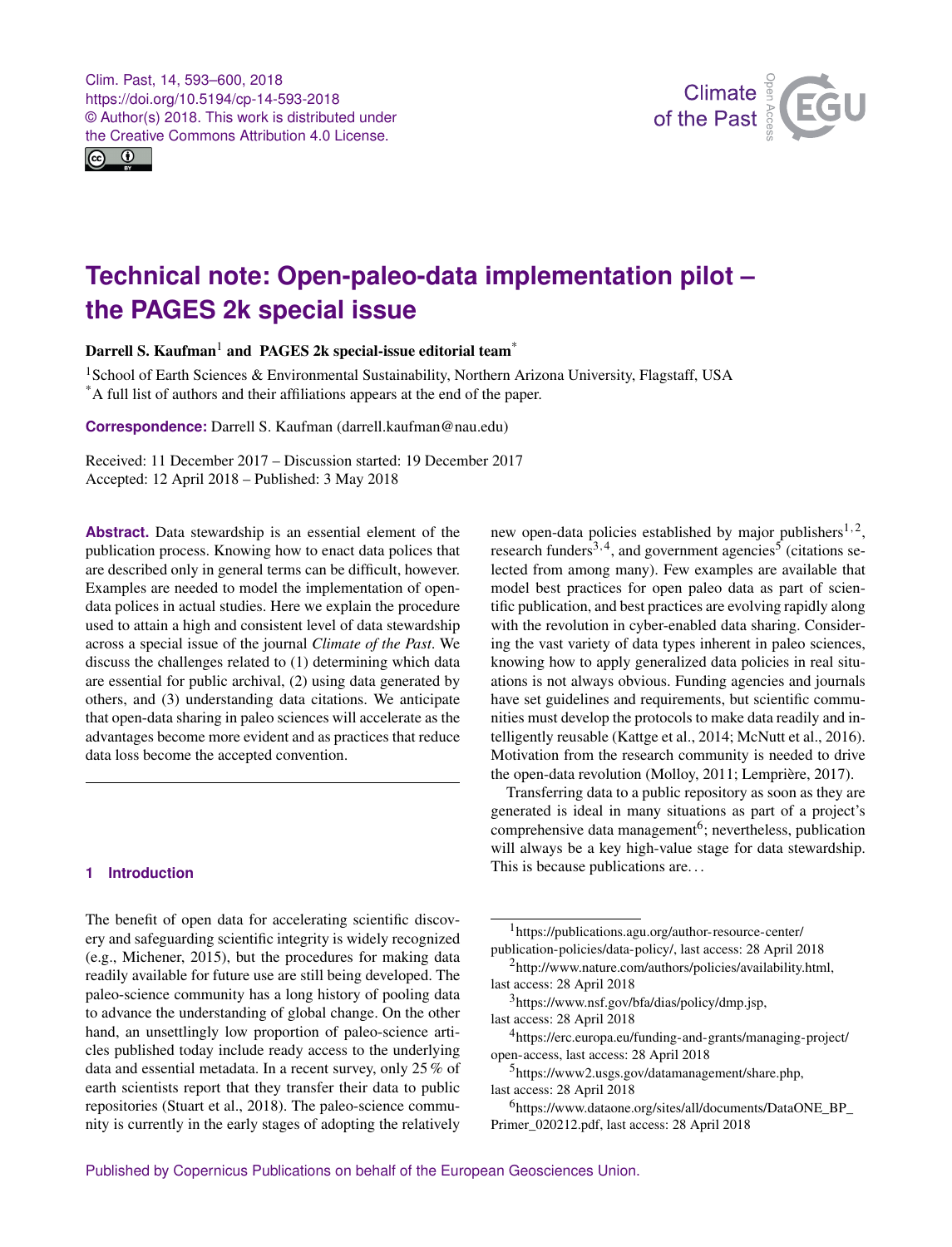# Technical note: Open-paleo-data implementation pilot – the PAGES 2k special issue

**Darrell S. Kaufman**[1] **and PAGES 2k special-issue editorial team**[*]

[1]School of Earth Sciences & Environmental Sustainability, Northern Arizona University, Flagstaff, USA
[*]A full list of authors and their affiliations appears at the end of the paper.

**Correspondence:** Darrell S. Kaufman (darrell.kaufman@nau.edu)

Received: 11 December 2017 – Discussion started: 19 December 2017
Accepted: 12 April 2018 – Published: 3 May 2018

**Abstract.** Data stewardship is an essential element of the publication process. Knowing how to enact data polices that are described only in general terms can be difficult, however. Examples are needed to model the implementation of open-data polices in actual studies. Here we explain the procedure used to attain a high and consistent level of data stewardship across a special issue of the journal *Climate of the Past*. We discuss the challenges related to (1) determining which data are essential for public archival, (2) using data generated by others, and (3) understanding data citations. We anticipate that open-data sharing in paleo sciences will accelerate as the advantages become more evident and as practices that reduce data loss become the accepted convention.

## 1 Introduction

The benefit of open data for accelerating scientific discovery and safeguarding scientific integrity is widely recognized (e.g., Michener, 2015), but the procedures for making data readily available for future use are still being developed. The paleo-science community has a long history of pooling data to advance the understanding of global change. On the other hand, an unsettlingly low proportion of paleo-science articles published today include ready access to the underlying data and essential metadata. In a recent survey, only 25 % of earth scientists report that they transfer their data to public repositories (Stuart et al., 2018). The paleo-science community is currently in the early stages of adopting the relatively new open-data policies established by major publishers[1,2], research funders[3,4], and government agencies[5] (citations selected from among many). Few examples are available that model best practices for open paleo data as part of scientific publication, and best practices are evolving rapidly along with the revolution in cyber-enabled data sharing. Considering the vast variety of data types inherent in paleo sciences, knowing how to apply generalized data policies in real situations is not always obvious. Funding agencies and journals have set guidelines and requirements, but scientific communities must develop the protocols to make data readily and intelligently reusable (Kattge et al., 2014; McNutt et al., 2016). Motivation from the research community is needed to drive the open-data revolution (Molloy, 2011; Lemprière, 2017).

Transferring data to a public repository as soon as they are generated is ideal in many situations as part of a project's comprehensive data management[6]; nevertheless, publication will always be a key high-value stage for data stewardship. This is because publications are...

[1]https://publications.agu.org/author-resource-center/publication-policies/data-policy/, last access: 28 April 2018

[2]http://www.nature.com/authors/policies/availability.html, last access: 28 April 2018

[3]https://www.nsf.gov/bfa/dias/policy/dmp.jsp, last access: 28 April 2018

[4]https://erc.europa.eu/funding-and-grants/managing-project/open-access, last access: 28 April 2018

[5]https://www2.usgs.gov/datamanagement/share.php, last access: 28 April 2018

[6]https://www.dataone.org/sites/all/documents/DataONE_BP_Primer_020212.pdf, last access: 28 April 2018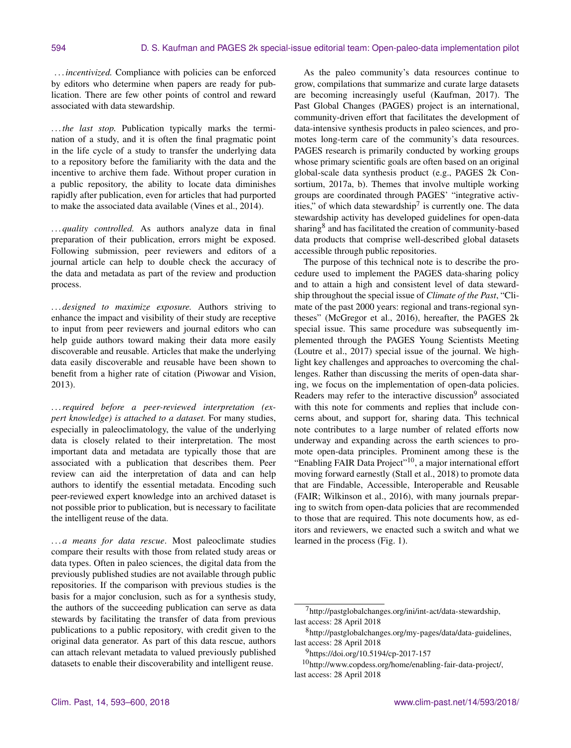*. . . incentivized.* Compliance with policies can be enforced by editors who determine when papers are ready for publication. There are few other points of control and reward associated with data stewardship.

*. . . the last stop.* Publication typically marks the termination of a study, and it is often the final pragmatic point in the life cycle of a study to transfer the underlying data to a repository before the familiarity with the data and the incentive to archive them fade. Without proper curation in a public repository, the ability to locate data diminishes rapidly after publication, even for articles that had purported to make the associated data available (Vines et al., 2014).

*. . . quality controlled.* As authors analyze data in final preparation of their publication, errors might be exposed. Following submission, peer reviewers and editors of a journal article can help to double check the accuracy of the data and metadata as part of the review and production process.

*. . . designed to maximize exposure.* Authors striving to enhance the impact and visibility of their study are receptive to input from peer reviewers and journal editors who can help guide authors toward making their data more easily discoverable and reusable. Articles that make the underlying data easily discoverable and reusable have been shown to benefit from a higher rate of citation (Piwowar and Vision, 2013).

*. . . required before a peer-reviewed interpretation (expert knowledge) is attached to a dataset.* For many studies, especially in paleoclimatology, the value of the underlying data is closely related to their interpretation. The most important data and metadata are typically those that are associated with a publication that describes them. Peer review can aid the interpretation of data and can help authors to identify the essential metadata. Encoding such peer-reviewed expert knowledge into an archived dataset is not possible prior to publication, but is necessary to facilitate the intelligent reuse of the data.

*. . . a means for data rescue*. Most paleoclimate studies compare their results with those from related study areas or data types. Often in paleo sciences, the digital data from the previously published studies are not available through public repositories. If the comparison with previous studies is the basis for a major conclusion, such as for a synthesis study, the authors of the succeeding publication can serve as data stewards by facilitating the transfer of data from previous publications to a public repository, with credit given to the original data generator. As part of this data rescue, authors can attach relevant metadata to valued previously published datasets to enable their discoverability and intelligent reuse.

As the paleo community's data resources continue to grow, compilations that summarize and curate large datasets are becoming increasingly useful (Kaufman, 2017). The Past Global Changes (PAGES) project is an international, community-driven effort that facilitates the development of data-intensive synthesis products in paleo sciences, and promotes long-term care of the community's data resources. PAGES research is primarily conducted by working groups whose primary scientific goals are often based on an original global-scale data synthesis product (e.g., PAGES 2k Consortium, 2017a, b). Themes that involve multiple working groups are coordinated through PAGES' "integrative activities," of which data stewardship[7] is currently one. The data stewardship activity has developed guidelines for open-data sharing[8] and has facilitated the creation of community-based data products that comprise well-described global datasets accessible through public repositories.

The purpose of this technical note is to describe the procedure used to implement the PAGES data-sharing policy and to attain a high and consistent level of data stewardship throughout the special issue of *Climate of the Past*, "Climate of the past 2000 years: regional and trans-regional syntheses" (McGregor et al., 2016), hereafter, the PAGES 2k special issue. This same procedure was subsequently implemented through the PAGES Young Scientists Meeting (Loutre et al., 2017) special issue of the journal. We highlight key challenges and approaches to overcoming the challenges. Rather than discussing the merits of open-data sharing, we focus on the implementation of open-data policies. Readers may refer to the interactive discussion[9] associated with this note for comments and replies that include concerns about, and support for, sharing data. This technical note contributes to a large number of related efforts now underway and expanding across the earth sciences to promote open-data principles. Prominent among these is the "Enabling FAIR Data Project"[10], a major international effort moving forward earnestly (Stall et al., 2018) to promote data that are Findable, Accessible, Interoperable and Reusable (FAIR; Wilkinson et al., 2016), with many journals preparing to switch from open-data policies that are recommended to those that are required. This note documents how, as editors and reviewers, we enacted such a switch and what we learned in the process (Fig. 1).

[7]http://pastglobalchanges.org/ini/int-act/data-stewardship, last access: 28 April 2018

[8]http://pastglobalchanges.org/my-pages/data/data-guidelines, last access: 28 April 2018

[9]https://doi.org/10.5194/cp-2017-157

[10]http://www.copdess.org/home/enabling-fair-data-project/, last access: 28 April 2018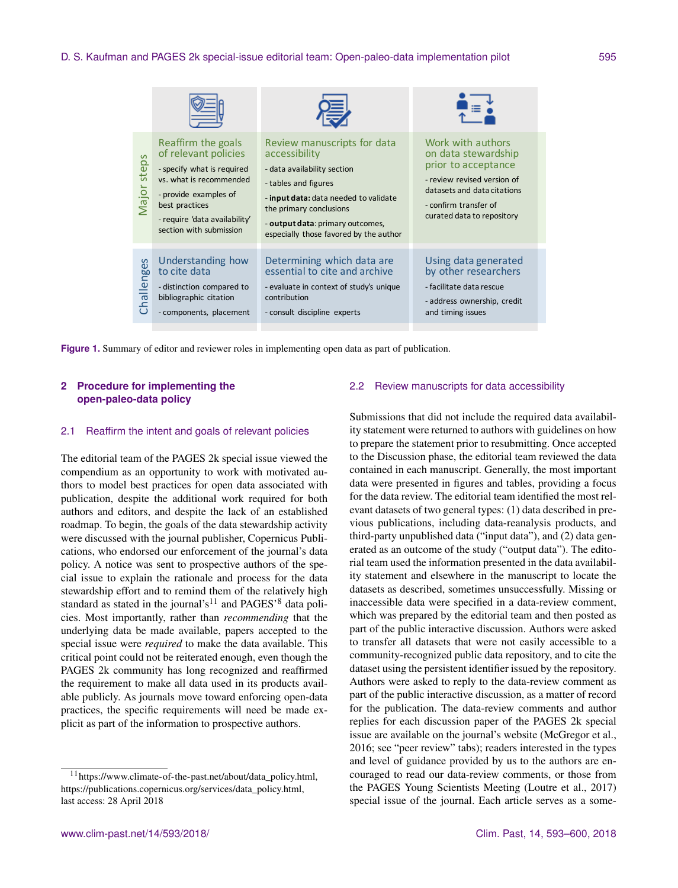| | Reaffirm the goals of relevant policies | Review manuscripts for data accessibility | Work with authors on data stewardship prior to acceptance |
| --- | --- | --- | --- |
| Major steps | - specify what is required vs. what is recommended<br>- provide examples of best practices<br>- require 'data availability' section with submission | - data availability section<br>- tables and figures<br>- **input data:** data needed to validate the primary conclusions<br>- **output data**: primary outcomes, especially those favored by the author | - review revised version of datasets and data citations<br>- confirm transfer of curated data to repository |
| Challenges | **Understanding how to cite data**<br>- distinction compared to bibliographic citation<br>- components, placement | **Determining which data are essential to cite and archive**<br>- evaluate in context of study's unique contribution<br>- consult discipline experts | **Using data generated by other researchers**<br>- facilitate data rescue<br>- address ownership, credit and timing issues |

**Figure 1.** Summary of editor and reviewer roles in implementing open data as part of publication.

## 2 Procedure for implementing the open-paleo-data policy

### 2.1 Reaffirm the intent and goals of relevant policies

The editorial team of the PAGES 2k special issue viewed the compendium as an opportunity to work with motivated authors to model best practices for open data associated with publication, despite the additional work required for both authors and editors, and despite the lack of an established roadmap. To begin, the goals of the data stewardship activity were discussed with the journal publisher, Copernicus Publications, who endorsed our enforcement of the journal's data policy. A notice was sent to prospective authors of the special issue to explain the rationale and process for the data stewardship effort and to remind them of the relatively high standard as stated in the journal's[11] and PAGES'[8] data policies. Most importantly, rather than *recommending* that the underlying data be made available, papers accepted to the special issue were *required* to make the data available. This critical point could not be reiterated enough, even though the PAGES 2k community has long recognized and reaffirmed the requirement to make all data used in its products available publicly. As journals move toward enforcing open-data practices, the specific requirements will need be made explicit as part of the information to prospective authors.

[11] https://www.climate-of-the-past.net/about/data_policy.html, https://publications.copernicus.org/services/data_policy.html, last access: 28 April 2018

### 2.2 Review manuscripts for data accessibility

Submissions that did not include the required data availability statement were returned to authors with guidelines on how to prepare the statement prior to resubmitting. Once accepted to the Discussion phase, the editorial team reviewed the data contained in each manuscript. Generally, the most important data were presented in figures and tables, providing a focus for the data review. The editorial team identified the most relevant datasets of two general types: (1) data described in previous publications, including data-reanalysis products, and third-party unpublished data ("input data"), and (2) data generated as an outcome of the study ("output data"). The editorial team used the information presented in the data availability statement and elsewhere in the manuscript to locate the datasets as described, sometimes unsuccessfully. Missing or inaccessible data were specified in a data-review comment, which was prepared by the editorial team and then posted as part of the public interactive discussion. Authors were asked to transfer all datasets that were not easily accessible to a community-recognized public data repository, and to cite the dataset using the persistent identifier issued by the repository. Authors were asked to reply to the data-review comment as part of the public interactive discussion, as a matter of record for the publication. The data-review comments and author replies for each discussion paper of the PAGES 2k special issue are available on the journal's website (McGregor et al., 2016; see "peer review" tabs); readers interested in the types and level of guidance provided by us to the authors are encouraged to read our data-review comments, or those from the PAGES Young Scientists Meeting (Loutre et al., 2017) special issue of the journal. Each article serves as a some-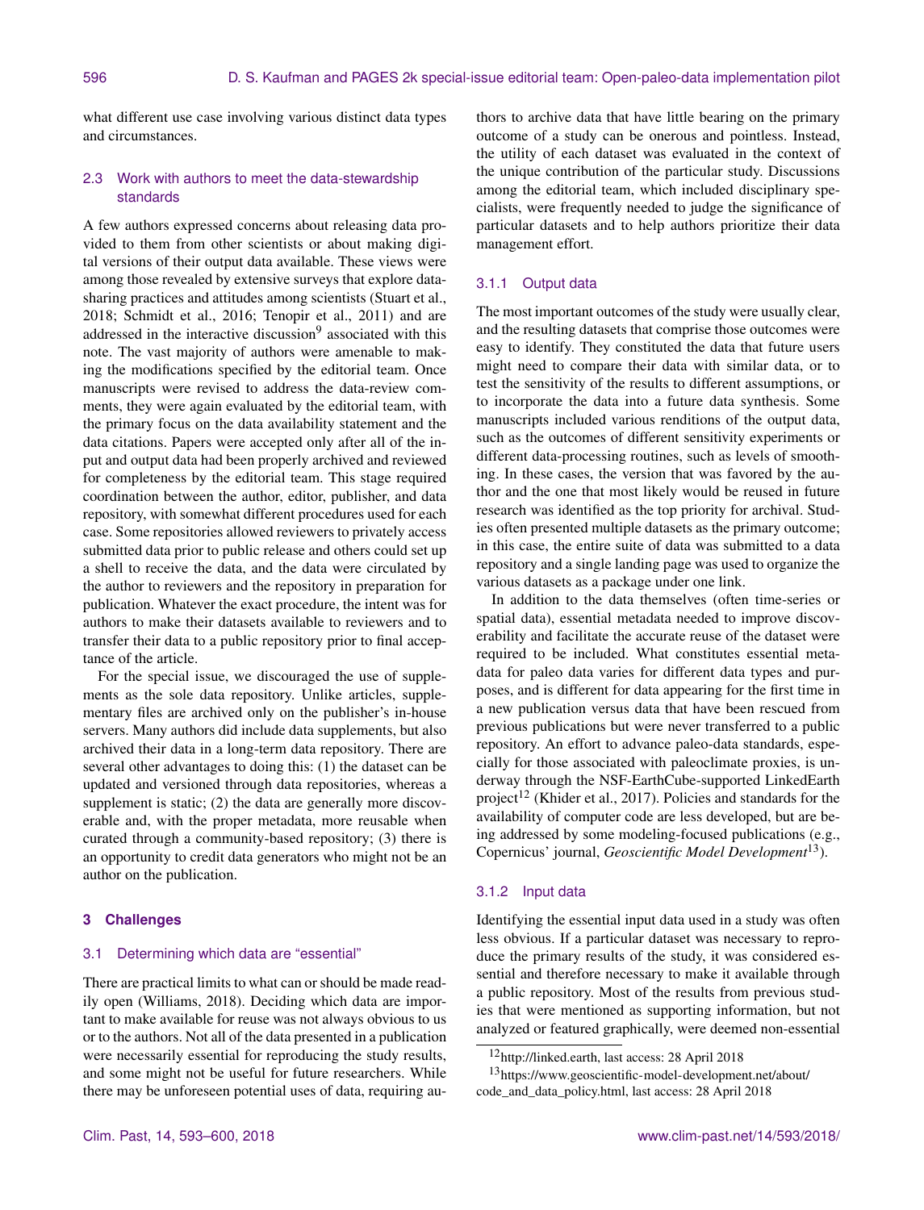what different use case involving various distinct data types and circumstances.

### 2.3 Work with authors to meet the data-stewardship standards

A few authors expressed concerns about releasing data provided to them from other scientists or about making digital versions of their output data available. These views were among those revealed by extensive surveys that explore data-sharing practices and attitudes among scientists (Stuart et al., 2018; Schmidt et al., 2016; Tenopir et al., 2011) and are addressed in the interactive discussion[9] associated with this note. The vast majority of authors were amenable to making the modifications specified by the editorial team. Once manuscripts were revised to address the data-review comments, they were again evaluated by the editorial team, with the primary focus on the data availability statement and the data citations. Papers were accepted only after all of the input and output data had been properly archived and reviewed for completeness by the editorial team. This stage required coordination between the author, editor, publisher, and data repository, with somewhat different procedures used for each case. Some repositories allowed reviewers to privately access submitted data prior to public release and others could set up a shell to receive the data, and the data were circulated by the author to reviewers and the repository in preparation for publication. Whatever the exact procedure, the intent was for authors to make their datasets available to reviewers and to transfer their data to a public repository prior to final acceptance of the article.

For the special issue, we discouraged the use of supplements as the sole data repository. Unlike articles, supplementary files are archived only on the publisher's in-house servers. Many authors did include data supplements, but also archived their data in a long-term data repository. There are several other advantages to doing this: (1) the dataset can be updated and versioned through data repositories, whereas a supplement is static; (2) the data are generally more discoverable and, with the proper metadata, more reusable when curated through a community-based repository; (3) there is an opportunity to credit data generators who might not be an author on the publication.

## 3 Challenges

### 3.1 Determining which data are "essential"

There are practical limits to what can or should be made readily open (Williams, 2018). Deciding which data are important to make available for reuse was not always obvious to us or to the authors. Not all of the data presented in a publication were necessarily essential for reproducing the study results, and some might not be useful for future researchers. While there may be unforeseen potential uses of data, requiring authors to archive data that have little bearing on the primary outcome of a study can be onerous and pointless. Instead, the utility of each dataset was evaluated in the context of the unique contribution of the particular study. Discussions among the editorial team, which included disciplinary specialists, were frequently needed to judge the significance of particular datasets and to help authors prioritize their data management effort.

#### 3.1.1 Output data

The most important outcomes of the study were usually clear, and the resulting datasets that comprise those outcomes were easy to identify. They constituted the data that future users might need to compare their data with similar data, or to test the sensitivity of the results to different assumptions, or to incorporate the data into a future data synthesis. Some manuscripts included various renditions of the output data, such as the outcomes of different sensitivity experiments or different data-processing routines, such as levels of smoothing. In these cases, the version that was favored by the author and the one that most likely would be reused in future research was identified as the top priority for archival. Studies often presented multiple datasets as the primary outcome; in this case, the entire suite of data was submitted to a data repository and a single landing page was used to organize the various datasets as a package under one link.

In addition to the data themselves (often time-series or spatial data), essential metadata needed to improve discoverability and facilitate the accurate reuse of the dataset were required to be included. What constitutes essential metadata for paleo data varies for different data types and purposes, and is different for data appearing for the first time in a new publication versus data that have been rescued from previous publications but were never transferred to a public repository. An effort to advance paleo-data standards, especially for those associated with paleoclimate proxies, is underway through the NSF-EarthCube-supported LinkedEarth project[12] (Khider et al., 2017). Policies and standards for the availability of computer code are less developed, but are being addressed by some modeling-focused publications (e.g., Copernicus' journal, *Geoscientific Model Development*[13]).

#### 3.1.2 Input data

Identifying the essential input data used in a study was often less obvious. If a particular dataset was necessary to reproduce the primary results of the study, it was considered essential and therefore necessary to make it available through a public repository. Most of the results from previous studies that were mentioned as supporting information, but not analyzed or featured graphically, were deemed non-essential

[12] http://linked.earth, last access: 28 April 2018

[13] https://www.geoscientific-model-development.net/about/code_and_data_policy.html, last access: 28 April 2018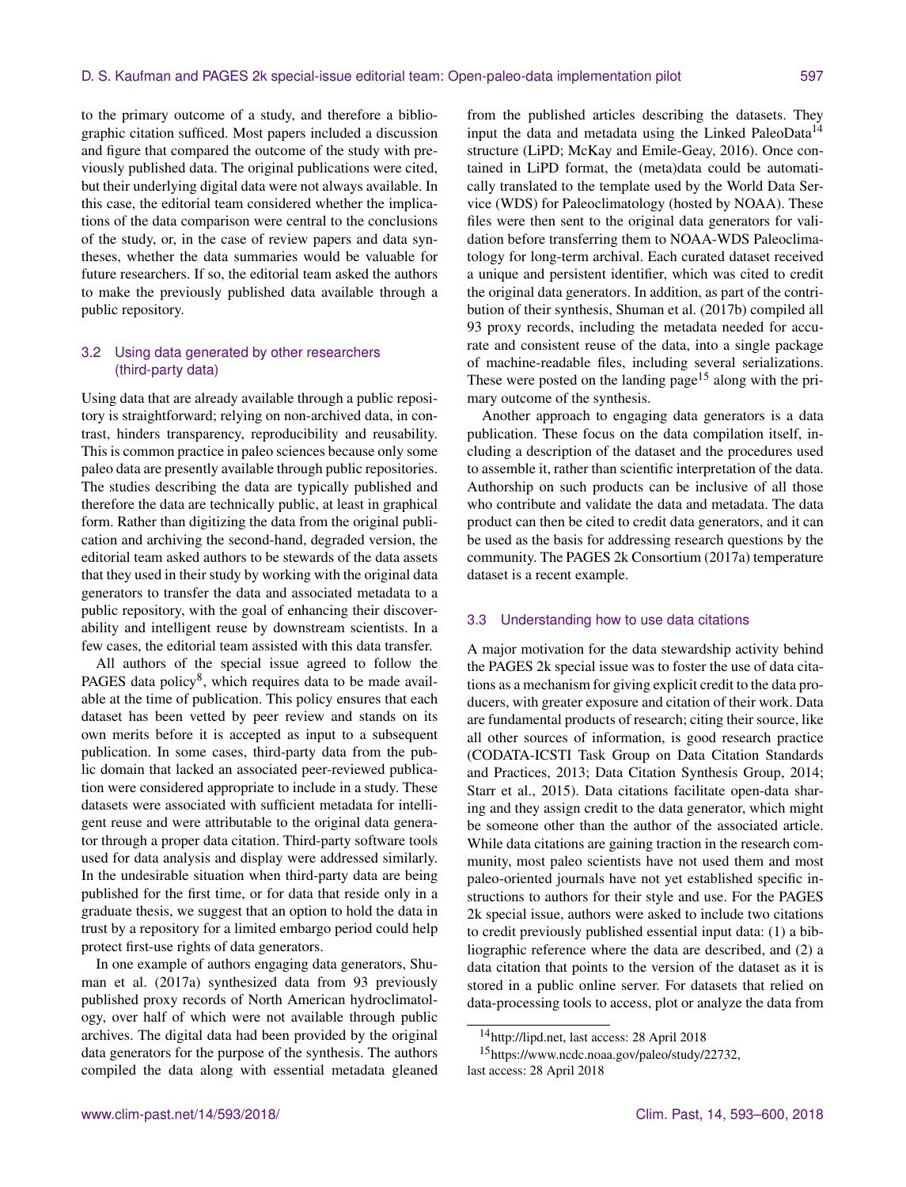to the primary outcome of a study, and therefore a bibliographic citation sufficed. Most papers included a discussion and figure that compared the outcome of the study with previously published data. The original publications were cited, but their underlying digital data were not always available. In this case, the editorial team considered whether the implications of the data comparison were central to the conclusions of the study, or, in the case of review papers and data syntheses, whether the data summaries would be valuable for future researchers. If so, the editorial team asked the authors to make the previously published data available through a public repository.

### 3.2 Using data generated by other researchers (third-party data)

Using data that are already available through a public repository is straightforward; relying on non-archived data, in contrast, hinders transparency, reproducibility and reusability. This is common practice in paleo sciences because only some paleo data are presently available through public repositories. The studies describing the data are typically published and therefore the data are technically public, at least in graphical form. Rather than digitizing the data from the original publication and archiving the second-hand, degraded version, the editorial team asked authors to be stewards of the data assets that they used in their study by working with the original data generators to transfer the data and associated metadata to a public repository, with the goal of enhancing their discoverability and intelligent reuse by downstream scientists. In a few cases, the editorial team assisted with this data transfer.

All authors of the special issue agreed to follow the PAGES data policy[8], which requires data to be made available at the time of publication. This policy ensures that each dataset has been vetted by peer review and stands on its own merits before it is accepted as input to a subsequent publication. In some cases, third-party data from the public domain that lacked an associated peer-reviewed publication were considered appropriate to include in a study. These datasets were associated with sufficient metadata for intelligent reuse and were attributable to the original data generator through a proper data citation. Third-party software tools used for data analysis and display were addressed similarly. In the undesirable situation when third-party data are being published for the first time, or for data that reside only in a graduate thesis, we suggest that an option to hold the data in trust by a repository for a limited embargo period could help protect first-use rights of data generators.

In one example of authors engaging data generators, Shuman et al. (2017a) synthesized data from 93 previously published proxy records of North American hydroclimatology, over half of which were not available through public archives. The digital data had been provided by the original data generators for the purpose of the synthesis. The authors compiled the data along with essential metadata gleaned from the published articles describing the datasets. They input the data and metadata using the Linked PaleoData[14] structure (LiPD; McKay and Emile-Geay, 2016). Once contained in LiPD format, the (meta)data could be automatically translated to the template used by the World Data Service (WDS) for Paleoclimatology (hosted by NOAA). These files were then sent to the original data generators for validation before transferring them to NOAA-WDS Paleoclimatology for long-term archival. Each curated dataset received a unique and persistent identifier, which was cited to credit the original data generators. In addition, as part of the contribution of their synthesis, Shuman et al. (2017b) compiled all 93 proxy records, including the metadata needed for accurate and consistent reuse of the data, into a single package of machine-readable files, including several serializations. These were posted on the landing page[15] along with the primary outcome of the synthesis.

Another approach to engaging data generators is a data publication. These focus on the data compilation itself, including a description of the dataset and the procedures used to assemble it, rather than scientific interpretation of the data. Authorship on such products can be inclusive of all those who contribute and validate the data and metadata. The data product can then be cited to credit data generators, and it can be used as the basis for addressing research questions by the community. The PAGES 2k Consortium (2017a) temperature dataset is a recent example.

### 3.3 Understanding how to use data citations

A major motivation for the data stewardship activity behind the PAGES 2k special issue was to foster the use of data citations as a mechanism for giving explicit credit to the data producers, with greater exposure and citation of their work. Data are fundamental products of research; citing their source, like all other sources of information, is good research practice (CODATA-ICSTI Task Group on Data Citation Standards and Practices, 2013; Data Citation Synthesis Group, 2014; Starr et al., 2015). Data citations facilitate open-data sharing and they assign credit to the data generator, which might be someone other than the author of the associated article. While data citations are gaining traction in the research community, most paleo scientists have not used them and most paleo-oriented journals have not yet established specific instructions to authors for their style and use. For the PAGES 2k special issue, authors were asked to include two citations to credit previously published essential input data: (1) a bibliographic reference where the data are described, and (2) a data citation that points to the version of the dataset as it is stored in a public online server. For datasets that relied on data-processing tools to access, plot or analyze the data from

[14]http://lipd.net, last access: 28 April 2018

[15]https://www.ncdc.noaa.gov/paleo/study/22732, last access: 28 April 2018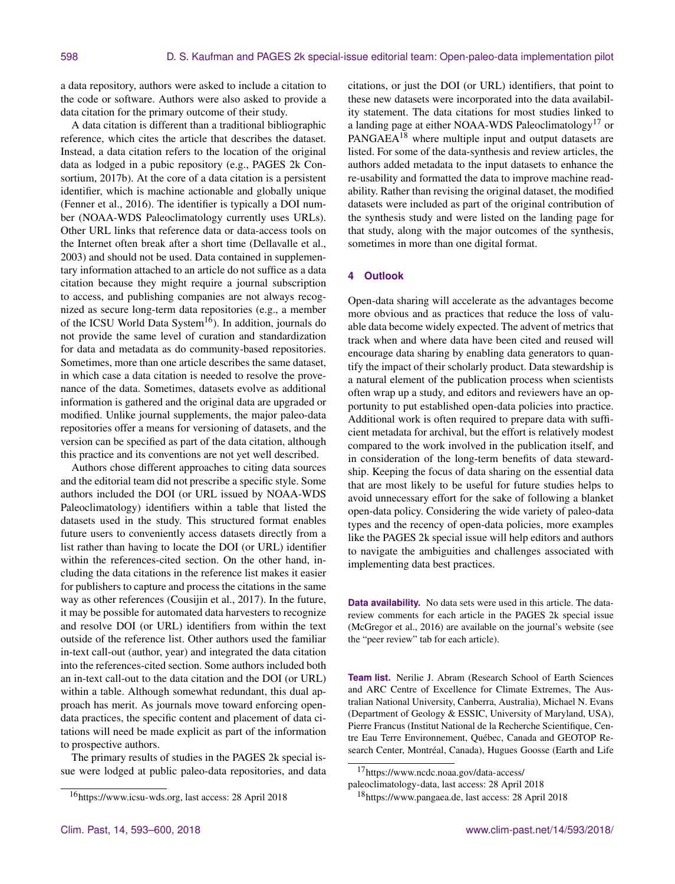a data repository, authors were asked to include a citation to the code or software. Authors were also asked to provide a data citation for the primary outcome of their study.

A data citation is different than a traditional bibliographic reference, which cites the article that describes the dataset. Instead, a data citation refers to the location of the original data as lodged in a pubic repository (e.g., PAGES 2k Consortium, 2017b). At the core of a data citation is a persistent identifier, which is machine actionable and globally unique (Fenner et al., 2016). The identifier is typically a DOI number (NOAA-WDS Paleoclimatology currently uses URLs). Other URL links that reference data or data-access tools on the Internet often break after a short time (Dellavalle et al., 2003) and should not be used. Data contained in supplementary information attached to an article do not suffice as a data citation because they might require a journal subscription to access, and publishing companies are not always recognized as secure long-term data repositories (e.g., a member of the ICSU World Data System[16]). In addition, journals do not provide the same level of curation and standardization for data and metadata as do community-based repositories. Sometimes, more than one article describes the same dataset, in which case a data citation is needed to resolve the provenance of the data. Sometimes, datasets evolve as additional information is gathered and the original data are upgraded or modified. Unlike journal supplements, the major paleo-data repositories offer a means for versioning of datasets, and the version can be specified as part of the data citation, although this practice and its conventions are not yet well described.

Authors chose different approaches to citing data sources and the editorial team did not prescribe a specific style. Some authors included the DOI (or URL issued by NOAA-WDS Paleoclimatology) identifiers within a table that listed the datasets used in the study. This structured format enables future users to conveniently access datasets directly from a list rather than having to locate the DOI (or URL) identifier within the references-cited section. On the other hand, including the data citations in the reference list makes it easier for publishers to capture and process the citations in the same way as other references (Cousijin et al., 2017). In the future, it may be possible for automated data harvesters to recognize and resolve DOI (or URL) identifiers from within the text outside of the reference list. Other authors used the familiar in-text call-out (author, year) and integrated the data citation into the references-cited section. Some authors included both an in-text call-out to the data citation and the DOI (or URL) within a table. Although somewhat redundant, this dual approach has merit. As journals move toward enforcing open-data practices, the specific content and placement of data citations will need be made explicit as part of the information to prospective authors.

The primary results of studies in the PAGES 2k special issue were lodged at public paleo-data repositories, and data citations, or just the DOI (or URL) identifiers, that point to these new datasets were incorporated into the data availability statement. The data citations for most studies linked to a landing page at either NOAA-WDS Paleoclimatology[17] or PANGAEA[18] where multiple input and output datasets are listed. For some of the data-synthesis and review articles, the authors added metadata to the input datasets to enhance the re-usability and formatted the data to improve machine readability. Rather than revising the original dataset, the modified datasets were included as part of the original contribution of the synthesis study and were listed on the landing page for that study, along with the major outcomes of the synthesis, sometimes in more than one digital format.

## 4 Outlook

Open-data sharing will accelerate as the advantages become more obvious and as practices that reduce the loss of valuable data become widely expected. The advent of metrics that track when and where data have been cited and reused will encourage data sharing by enabling data generators to quantify the impact of their scholarly product. Data stewardship is a natural element of the publication process when scientists often wrap up a study, and editors and reviewers have an opportunity to put established open-data policies into practice. Additional work is often required to prepare data with sufficient metadata for archival, but the effort is relatively modest compared to the work involved in the publication itself, and in consideration of the long-term benefits of data stewardship. Keeping the focus of data sharing on the essential data that are most likely to be useful for future studies helps to avoid unnecessary effort for the sake of following a blanket open-data policy. Considering the wide variety of paleo-data types and the recency of open-data policies, more examples like the PAGES 2k special issue will help editors and authors to navigate the ambiguities and challenges associated with implementing data best practices.

**Data availability.** No data sets were used in this article. The data-review comments for each article in the PAGES 2k special issue (McGregor et al., 2016) are available on the journal's website (see the "peer review" tab for each article).

**Team list.** Nerilie J. Abram (Research School of Earth Sciences and ARC Centre of Excellence for Climate Extremes, The Australian National University, Canberra, Australia), Michael N. Evans (Department of Geology & ESSIC, University of Maryland, USA), Pierre Francus (Institut National de la Recherche Scientifique, Centre Eau Terre Environnement, Québec, Canada and GEOTOP Research Center, Montréal, Canada), Hugues Goosse (Earth and Life

[16] https://www.icsu-wds.org, last access: 28 April 2018

[17] https://www.ncdc.noaa.gov/data-access/paleoclimatology-data, last access: 28 April 2018

[18] https://www.pangaea.de, last access: 28 April 2018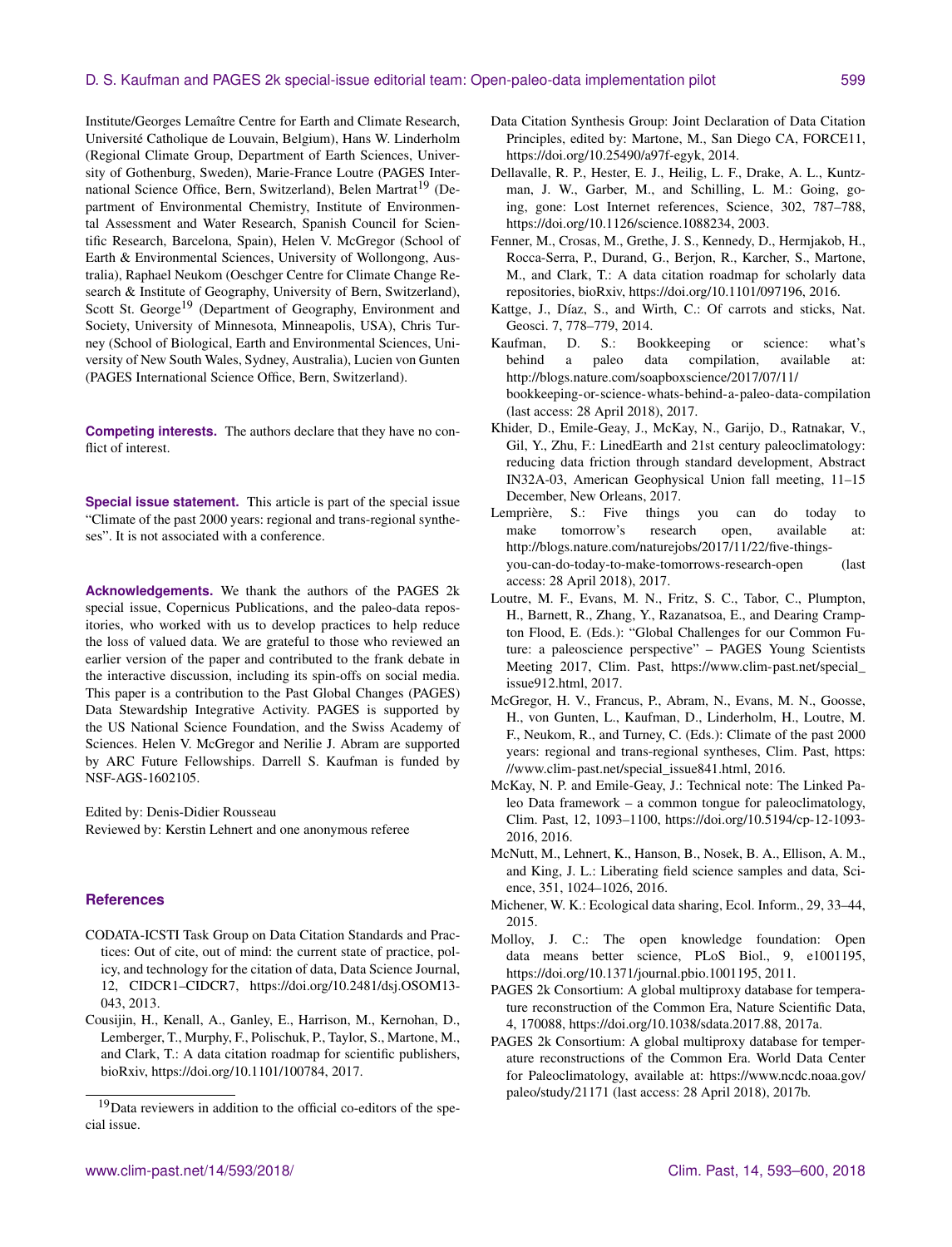Institute/Georges Lemaître Centre for Earth and Climate Research, Université Catholique de Louvain, Belgium), Hans W. Linderholm (Regional Climate Group, Department of Earth Sciences, University of Gothenburg, Sweden), Marie-France Loutre (PAGES International Science Office, Bern, Switzerland), Belen Martrat[19] (Department of Environmental Chemistry, Institute of Environmental Assessment and Water Research, Spanish Council for Scientific Research, Barcelona, Spain), Helen V. McGregor (School of Earth & Environmental Sciences, University of Wollongong, Australia), Raphael Neukom (Oeschger Centre for Climate Change Research & Institute of Geography, University of Bern, Switzerland), Scott St. George[19] (Department of Geography, Environment and Society, University of Minnesota, Minneapolis, USA), Chris Turney (School of Biological, Earth and Environmental Sciences, University of New South Wales, Sydney, Australia), Lucien von Gunten (PAGES International Science Office, Bern, Switzerland).

**Competing interests.** The authors declare that they have no conflict of interest.

**Special issue statement.** This article is part of the special issue "Climate of the past 2000 years: regional and trans-regional syntheses". It is not associated with a conference.

**Acknowledgements.** We thank the authors of the PAGES 2k special issue, Copernicus Publications, and the paleo-data repositories, who worked with us to develop practices to help reduce the loss of valued data. We are grateful to those who reviewed an earlier version of the paper and contributed to the frank debate in the interactive discussion, including its spin-offs on social media. This paper is a contribution to the Past Global Changes (PAGES) Data Stewardship Integrative Activity. PAGES is supported by the US National Science Foundation, and the Swiss Academy of Sciences. Helen V. McGregor and Nerilie J. Abram are supported by ARC Future Fellowships. Darrell S. Kaufman is funded by NSF-AGS-1602105.

Edited by: Denis-Didier Rousseau
Reviewed by: Kerstin Lehnert and one anonymous referee

[19]Data reviewers in addition to the official co-editors of the special issue.

## References

CODATA-ICSTI Task Group on Data Citation Standards and Practices: Out of cite, out of mind: the current state of practice, policy, and technology for the citation of data, Data Science Journal, 12, CIDCR1–CIDCR7, https://doi.org/10.2481/dsj.OSOM13-043, 2013.

Cousijin, H., Kenall, A., Ganley, E., Harrison, M., Kernohan, D., Lemberger, T., Murphy, F., Polischuk, P., Taylor, S., Martone, M., and Clark, T.: A data citation roadmap for scientific publishers, bioRxiv, https://doi.org/10.1101/100784, 2017.

Data Citation Synthesis Group: Joint Declaration of Data Citation Principles, edited by: Martone, M., San Diego CA, FORCE11, https://doi.org/10.25490/a97f-egyk, 2014.

Dellavalle, R. P., Hester, E. J., Heilig, L. F., Drake, A. L., Kuntzman, J. W., Garber, M., and Schilling, L. M.: Going, going, gone: Lost Internet references, Science, 302, 787–788, https://doi.org/10.1126/science.1088234, 2003.

Fenner, M., Crosas, M., Grethe, J. S., Kennedy, D., Hermjakob, H., Rocca-Serra, P., Durand, G., Berjon, R., Karcher, S., Martone, M., and Clark, T.: A data citation roadmap for scholarly data repositories, bioRxiv, https://doi.org/10.1101/097196, 2016.

Kattge, J., Díaz, S., and Wirth, C.: Of carrots and sticks, Nat. Geosci. 7, 778–779, 2014.

Kaufman, D. S.: Bookkeeping or science: what's behind a paleo data compilation, available at: http://blogs.nature.com/soapboxscience/2017/07/11/bookkeeping-or-science-whats-behind-a-paleo-data-compilation (last access: 28 April 2018), 2017.

Khider, D., Emile-Geay, J., McKay, N., Garijo, D., Ratnakar, V., Gil, Y., Zhu, F.: LinedEarth and 21st century paleoclimatology: reducing data friction through standard development, Abstract IN32A-03, American Geophysical Union fall meeting, 11–15 December, New Orleans, 2017.

Lemprière, S.: Five things you can do today to make tomorrow's research open, available at: http://blogs.nature.com/naturejobs/2017/11/22/five-things-you-can-do-today-to-make-tomorrows-research-open (last access: 28 April 2018), 2017.

Loutre, M. F., Evans, M. N., Fritz, S. C., Tabor, C., Plumpton, H., Barnett, R., Zhang, Y., Razanatsoa, E., and Dearing Crampton Flood, E. (Eds.): "Global Challenges for our Common Future: a paleoscience perspective" – PAGES Young Scientists Meeting 2017, Clim. Past, https://www.clim-past.net/special_issue912.html, 2017.

McGregor, H. V., Francus, P., Abram, N., Evans, M. N., Goosse, H., von Gunten, L., Kaufman, D., Linderholm, H., Loutre, M. F., Neukom, R., and Turney, C. (Eds.): Climate of the past 2000 years: regional and trans-regional syntheses, Clim. Past, https://www.clim-past.net/special_issue841.html, 2016.

McKay, N. P. and Emile-Geay, J.: Technical note: The Linked Paleo Data framework – a common tongue for paleoclimatology, Clim. Past, 12, 1093–1100, https://doi.org/10.5194/cp-12-1093-2016, 2016.

McNutt, M., Lehnert, K., Hanson, B., Nosek, B. A., Ellison, A. M., and King, J. L.: Liberating field science samples and data, Science, 351, 1024–1026, 2016.

Michener, W. K.: Ecological data sharing, Ecol. Inform., 29, 33–44, 2015.

Molloy, J. C.: The open knowledge foundation: Open data means better science, PLoS Biol., 9, e1001195, https://doi.org/10.1371/journal.pbio.1001195, 2011.

PAGES 2k Consortium: A global multiproxy database for temperature reconstruction of the Common Era, Nature Scientific Data, 4, 170088, https://doi.org/10.1038/sdata.2017.88, 2017a.

PAGES 2k Consortium: A global multiproxy database for temperature reconstructions of the Common Era. World Data Center for Paleoclimatology, available at: https://www.ncdc.noaa.gov/paleo/study/21171 (last access: 28 April 2018), 2017b.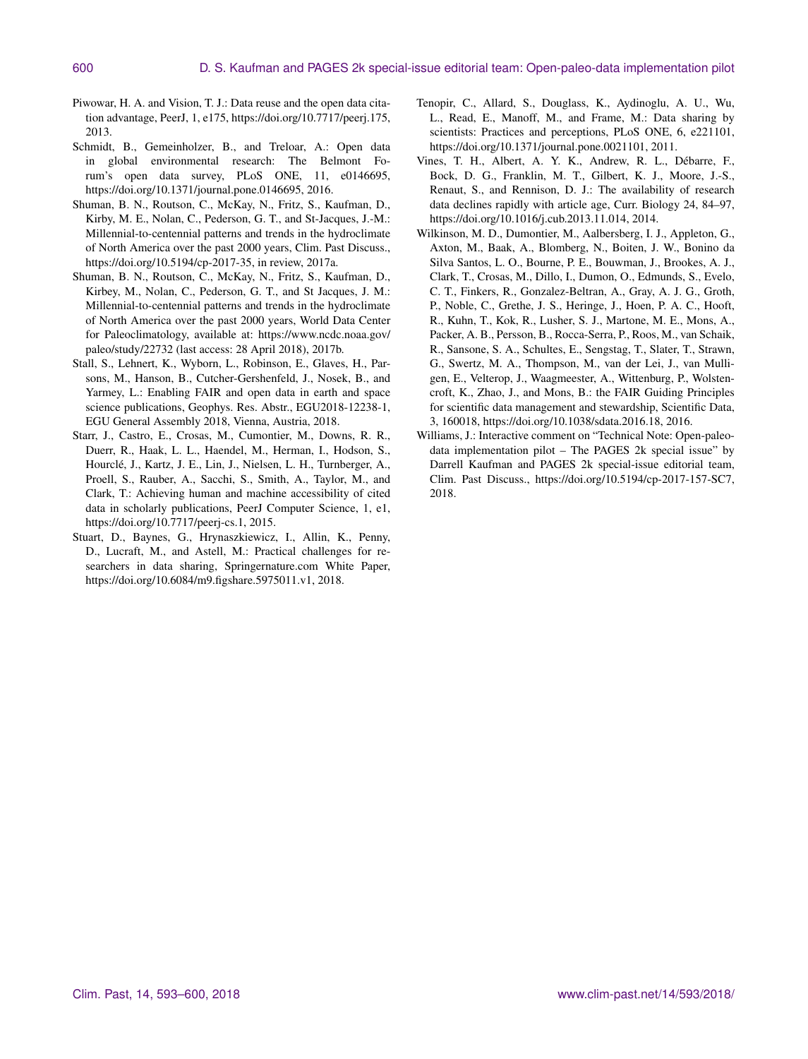Piwowar, H. A. and Vision, T. J.: Data reuse and the open data citation advantage, PeerJ, 1, e175, https://doi.org/10.7717/peerj.175, 2013.

Schmidt, B., Gemeinholzer, B., and Treloar, A.: Open data in global environmental research: The Belmont Forum's open data survey, PLoS ONE, 11, e0146695, https://doi.org/10.1371/journal.pone.0146695, 2016.

Shuman, B. N., Routson, C., McKay, N., Fritz, S., Kaufman, D., Kirby, M. E., Nolan, C., Pederson, G. T., and St-Jacques, J.-M.: Millennial-to-centennial patterns and trends in the hydroclimate of North America over the past 2000 years, Clim. Past Discuss., https://doi.org/10.5194/cp-2017-35, in review, 2017a.

Shuman, B. N., Routson, C., McKay, N., Fritz, S., Kaufman, D., Kirbey, M., Nolan, C., Pederson, G. T., and St Jacques, J. M.: Millennial-to-centennial patterns and trends in the hydroclimate of North America over the past 2000 years, World Data Center for Paleoclimatology, available at: https://www.ncdc.noaa.gov/paleo/study/22732 (last access: 28 April 2018), 2017b.

Stall, S., Lehnert, K., Wyborn, L., Robinson, E., Glaves, H., Parsons, M., Hanson, B., Cutcher-Gershenfeld, J., Nosek, B., and Yarmey, L.: Enabling FAIR and open data in earth and space science publications, Geophys. Res. Abstr., EGU2018-12238-1, EGU General Assembly 2018, Vienna, Austria, 2018.

Starr, J., Castro, E., Crosas, M., Cumontier, M., Downs, R. R., Duerr, R., Haak, L. L., Haendel, M., Herman, I., Hodson, S., Hourclé, J., Kartz, J. E., Lin, J., Nielsen, L. H., Turnberger, A., Proell, S., Rauber, A., Sacchi, S., Smith, A., Taylor, M., and Clark, T.: Achieving human and machine accessibility of cited data in scholarly publications, PeerJ Computer Science, 1, e1, https://doi.org/10.7717/peerj-cs.1, 2015.

Stuart, D., Baynes, G., Hrynaszkiewicz, I., Allin, K., Penny, D., Lucraft, M., and Astell, M.: Practical challenges for researchers in data sharing, Springernature.com White Paper, https://doi.org/10.6084/m9.figshare.5975011.v1, 2018.

Tenopir, C., Allard, S., Douglass, K., Aydinoglu, A. U., Wu, L., Read, E., Manoff, M., and Frame, M.: Data sharing by scientists: Practices and perceptions, PLoS ONE, 6, e221101, https://doi.org/10.1371/journal.pone.0021101, 2011.

Vines, T. H., Albert, A. Y. K., Andrew, R. L., Débarre, F., Bock, D. G., Franklin, M. T., Gilbert, K. J., Moore, J.-S., Renaut, S., and Rennison, D. J.: The availability of research data declines rapidly with article age, Curr. Biology 24, 84–97, https://doi.org/10.1016/j.cub.2013.11.014, 2014.

Wilkinson, M. D., Dumontier, M., Aalbersberg, I. J., Appleton, G., Axton, M., Baak, A., Blomberg, N., Boiten, J. W., Bonino da Silva Santos, L. O., Bourne, P. E., Bouwman, J., Brookes, A. J., Clark, T., Crosas, M., Dillo, I., Dumon, O., Edmunds, S., Evelo, C. T., Finkers, R., Gonzalez-Beltran, A., Gray, A. J. G., Groth, P., Noble, C., Grethe, J. S., Heringe, J., Hoen, P. A. C., Hooft, R., Kuhn, T., Kok, R., Lusher, S. J., Martone, M. E., Mons, A., Packer, A. B., Persson, B., Rocca-Serra, P., Roos, M., van Schaik, R., Sansone, S. A., Schultes, E., Sengstag, T., Slater, T., Strawn, G., Swertz, M. A., Thompson, M., van der Lei, J., van Mulligen, E., Velterop, J., Waagmeester, A., Wittenburg, P., Wolstencroft, K., Zhao, J., and Mons, B.: the FAIR Guiding Principles for scientific data management and stewardship, Scientific Data, 3, 160018, https://doi.org/10.1038/sdata.2016.18, 2016.

Williams, J.: Interactive comment on "Technical Note: Open-paleo-data implementation pilot – The PAGES 2k special issue" by Darrell Kaufman and PAGES 2k special-issue editorial team, Clim. Past Discuss., https://doi.org/10.5194/cp-2017-157-SC7, 2018.